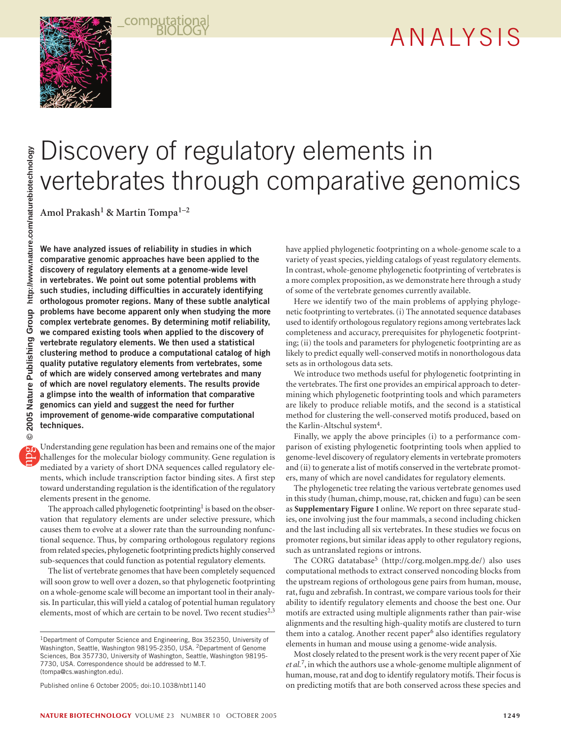# Discovery of regulatory elements in vertebrates through comparative genomics

**Amol Prakash[1] & Martin Tompa[1–2]**

**We have analyzed issues of reliability in studies in which comparative genomic approaches have been applied to the discovery of regulatory elements at a genome-wide level in vertebrates. We point out some potential problems with such studies, including difficulties in accurately identifying orthologous promoter regions. Many of these subtle analytical problems have become apparent only when studying the more complex vertebrate genomes. By determining motif reliability, we compared existing tools when applied to the discovery of vertebrate regulatory elements. We then used a statistical clustering method to produce a computational catalog of high quality putative regulatory elements from vertebrates, some of which are widely conserved among vertebrates and many of which are novel regulatory elements. The results provide a glimpse into the wealth of information that comparative genomics can yield and suggest the need for further improvement of genome-wide comparative computational techniques.**

Understanding gene regulation has been and remains one of the major challenges for the molecular biology community. Gene regulation is mediated by a variety of short DNA sequences called regulatory elements, which include transcription factor binding sites. A first step toward understanding regulation is the identification of the regulatory elements present in the genome.

The approach called phylogenetic footprinting[1] is based on the observation that regulatory elements are under selective pressure, which causes them to evolve at a slower rate than the surrounding nonfunctional sequence. Thus, by comparing orthologous regulatory regions from related species, phylogenetic footprinting predicts highly conserved sub-sequences that could function as potential regulatory elements.

The list of vertebrate genomes that have been completely sequenced will soon grow to well over a dozen, so that phylogenetic footprinting on a whole-genome scale will become an important tool in their analysis. In particular, this will yield a catalog of potential human regulatory elements, most of which are certain to be novel. Two recent studies[2,3] have applied phylogenetic footprinting on a whole-genome scale to a variety of yeast species, yielding catalogs of yeast regulatory elements. In contrast, whole-genome phylogenetic footprinting of vertebrates is a more complex proposition, as we demonstrate here through a study of some of the vertebrate genomes currently available.

Here we identify two of the main problems of applying phylogenetic footprinting to vertebrates. (i) The annotated sequence databases used to identify orthologous regulatory regions among vertebrates lack completeness and accuracy, prerequisites for phylogenetic footprinting; (ii) the tools and parameters for phylogenetic footprinting are as likely to predict equally well-conserved motifs in nonorthologous data sets as in orthologous data sets.

We introduce two methods useful for phylogenetic footprinting in the vertebrates. The first one provides an empirical approach to determining which phylogenetic footprinting tools and which parameters are likely to produce reliable motifs, and the second is a statistical method for clustering the well-conserved motifs produced, based on the Karlin-Altschul system[4].

Finally, we apply the above principles (i) to a performance comparison of existing phylogenetic footprinting tools when applied to genome-level discovery of regulatory elements in vertebrate promoters and (ii) to generate a list of motifs conserved in the vertebrate promoters, many of which are novel candidates for regulatory elements.

The phylogenetic tree relating the various vertebrate genomes used in this study (human, chimp, mouse, rat, chicken and fugu) can be seen as **Supplementary Figure 1** online. We report on three separate studies, one involving just the four mammals, a second including chicken and the last including all six vertebrates. In these studies we focus on promoter regions, but similar ideas apply to other regulatory regions, such as untranslated regions or introns.

The CORG datatabase[5] (http://corg.molgen.mpg.de/) also uses computational methods to extract conserved noncoding blocks from the upstream regions of orthologous gene pairs from human, mouse, rat, fugu and zebrafish. In contrast, we compare various tools for their ability to identify regulatory elements and choose the best one. Our motifs are extracted using multiple alignments rather than pair-wise alignments and the resulting high-quality motifs are clustered to turn them into a catalog. Another recent paper[6] also identifies regulatory elements in human and mouse using a genome-wide analysis.

Most closely related to the present work is the very recent paper of Xie *et al.*[7], in which the authors use a whole-genome multiple alignment of human, mouse, rat and dog to identify regulatory motifs. Their focus is on predicting motifs that are both conserved across these species and

[1]Department of Computer Science and Engineering, Box 352350, University of Washington, Seattle, Washington 98195-2350, USA. [2]Department of Genome Sciences, Box 357730, University of Washington, Seattle, Washington 98195-7730, USA. Correspondence should be addressed to M.T. (tompa@cs.washington.edu).

Published online 6 October 2005; doi:10.1038/nbt1140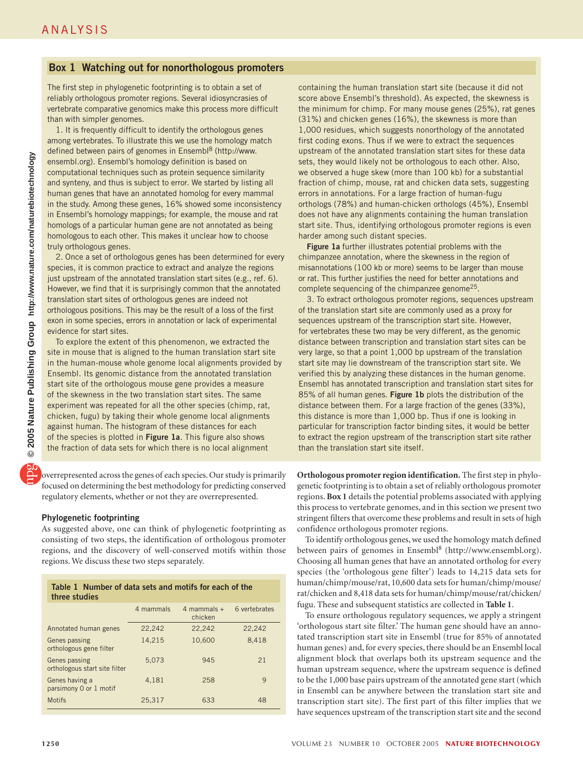## Box 1 Watching out for nonorthologous promoters

The first step in phylogenetic footprinting is to obtain a set of reliably orthologous promoter regions. Several idiosyncrasies of vertebrate comparative genomics make this process more difficult than with simpler genomes.

1. It is frequently difficult to identify the orthologous genes among vertebrates. To illustrate this we use the homology match defined between pairs of genomes in Ensembl[8] (http://www.ensembl.org). Ensembl's homology definition is based on computational techniques such as protein sequence similarity and synteny, and thus is subject to error. We started by listing all human genes that have an annotated homolog for every mammal in the study. Among these genes, 16% showed some inconsistency in Ensembl's homology mappings; for example, the mouse and rat homologs of a particular human gene are not annotated as being homologous to each other. This makes it unclear how to choose truly orthologous genes.

2. Once a set of orthologous genes has been determined for every species, it is common practice to extract and analyze the regions just upstream of the annotated translation start sites (e.g., ref. 6). However, we find that it is surprisingly common that the annotated translation start sites of orthologous genes are indeed not orthologous positions. This may be the result of a loss of the first exon in some species, errors in annotation or lack of experimental evidence for start sites.

To explore the extent of this phenomenon, we extracted the site in mouse that is aligned to the human translation start site in the human-mouse whole genome local alignments provided by Ensembl. Its genomic distance from the annotated translation start site of the orthologous mouse gene provides a measure of the skewness in the two translation start sites. The same experiment was repeated for all the other species (chimp, rat, chicken, fugu) by taking their whole genome local alignments against human. The histogram of these distances for each of the species is plotted in **Figure 1a**. This figure also shows the fraction of data sets for which there is no local alignment containing the human translation start site (because it did not score above Ensembl's threshold). As expected, the skewness is the minimum for chimp. For many mouse genes (25%), rat genes (31%) and chicken genes (16%), the skewness is more than 1,000 residues, which suggests nonorthology of the annotated first coding exons. Thus if we were to extract the sequences upstream of the annotated translation start sites for these data sets, they would likely not be orthologous to each other. Also, we observed a huge skew (more than 100 kb) for a substantial fraction of chimp, mouse, rat and chicken data sets, suggesting errors in annotations. For a large fraction of human-fugu orthologs (78%) and human-chicken orthologs (45%), Ensembl does not have any alignments containing the human translation start site. Thus, identifying orthologous promoter regions is even harder among such distant species.

**Figure 1a** further illustrates potential problems with the chimpanzee annotation, where the skewness in the region of misannotations (100 kb or more) seems to be larger than mouse or rat. This further justifies the need for better annotations and complete sequencing of the chimpanzee genome[25].

3. To extract orthologous promoter regions, sequences upstream of the translation start site are commonly used as a proxy for sequences upstream of the transcription start site. However, for vertebrates these two may be very different, as the genomic distance between transcription and translation start sites can be very large, so that a point 1,000 bp upstream of the translation start site may lie downstream of the transcription start site. We verified this by analyzing these distances in the human genome. Ensembl has annotated transcription and translation start sites for 85% of all human genes. **Figure 1b** plots the distribution of the distance between them. For a large fraction of the genes (33%), this distance is more than 1,000 bp. Thus if one is looking in particular for transcription factor binding sites, it would be better to extract the region upstream of the transcription start site rather than the translation start site itself.

overrepresented across the genes of each species. Our study is primarily focused on determining the best methodology for predicting conserved regulatory elements, whether or not they are overrepresented.

### Phylogenetic footprinting

As suggested above, one can think of phylogenetic footprinting as consisting of two steps, the identification of orthologous promoter regions, and the discovery of well-conserved motifs within those regions. We discuss these two steps separately.

**Table 1 Number of data sets and motifs for each of the three studies**

| | 4 mammals | 4 mammals + chicken | 6 vertebrates |
|---|---|---|---|
| Annotated human genes | 22,242 | 22,242 | 22,242 |
| Genes passing orthologous gene filter | 14,215 | 10,600 | 8,418 |
| Genes passing orthologous start site filter | 5,073 | 945 | 21 |
| Genes having a parsimony 0 or 1 motif | 4,181 | 258 | 9 |
| Motifs | 25,317 | 633 | 48 |

**Orthologous promoter region identification.** The first step in phylogenetic footprinting is to obtain a set of reliably orthologous promoter regions. **Box 1** details the potential problems associated with applying this process to vertebrate genomes, and in this section we present two stringent filters that overcome these problems and result in sets of high confidence orthologous promoter regions.

To identify orthologous genes, we used the homology match defined between pairs of genomes in Ensembl[8] (http://www.ensembl.org). Choosing all human genes that have an annotated ortholog for every species (the 'orthologous gene filter') leads to 14,215 data sets for human/chimp/mouse/rat, 10,600 data sets for human/chimp/mouse/rat/chicken and 8,418 data sets for human/chimp/mouse/rat/chicken/fugu. These and subsequent statistics are collected in **Table 1**.

To ensure orthologous regulatory sequences, we apply a stringent 'orthologous start site filter.' The human gene should have an annotated transcription start site in Ensembl (true for 85% of annotated human genes) and, for every species, there should be an Ensembl local alignment block that overlaps both its upstream sequence and the human upstream sequence, where the upstream sequence is defined to be the 1,000 base pairs upstream of the annotated gene start (which in Ensembl can be anywhere between the translation start site and transcription start site). The first part of this filter implies that we have sequences upstream of the transcription start site and the second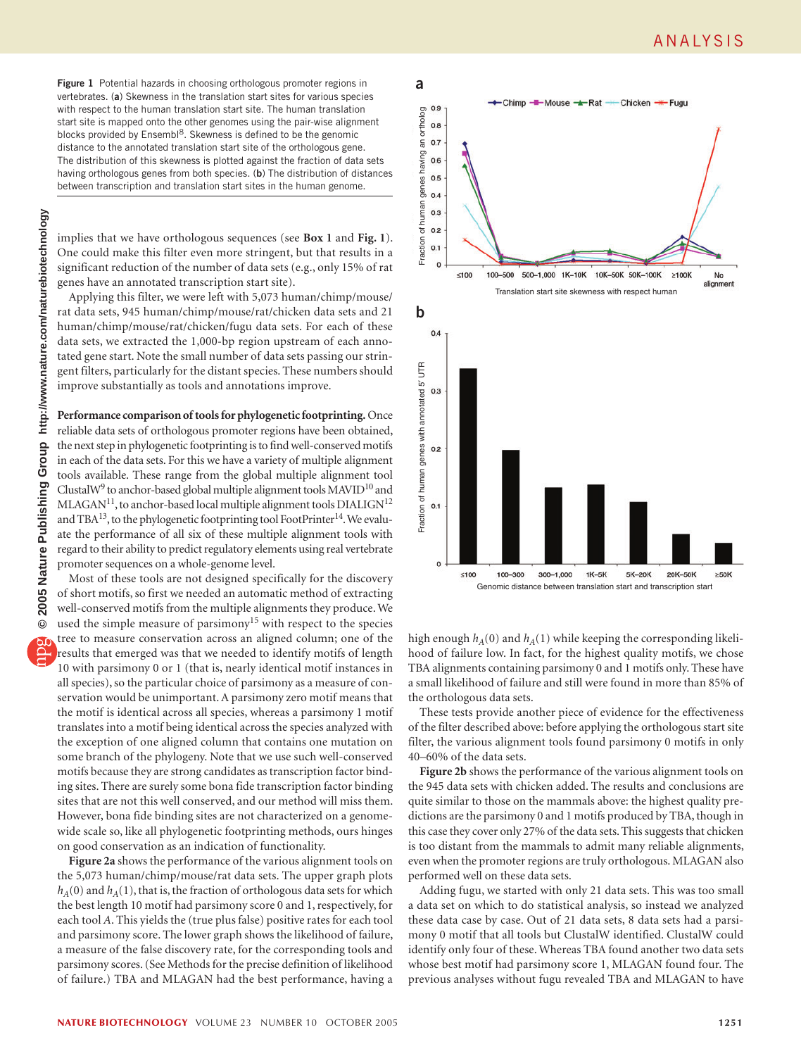**Figure 1** Potential hazards in choosing orthologous promoter regions in vertebrates. (**a**) Skewness in the translation start sites for various species with respect to the human translation start site. The human translation start site is mapped onto the other genomes using the pair-wise alignment blocks provided by Ensembl[8]. Skewness is defined to be the genomic distance to the annotated translation start site of the orthologous gene. The distribution of this skewness is plotted against the fraction of data sets having orthologous genes from both species. (**b**) The distribution of distances between transcription and translation start sites in the human genome.

implies that we have orthologous sequences (see **Box 1** and **Fig. 1**). One could make this filter even more stringent, but that results in a significant reduction of the number of data sets (e.g., only 15% of rat genes have an annotated transcription start site).

Applying this filter, we were left with 5,073 human/chimp/mouse/rat data sets, 945 human/chimp/mouse/rat/chicken data sets and 21 human/chimp/mouse/rat/chicken/fugu data sets. For each of these data sets, we extracted the 1,000-bp region upstream of each annotated gene start. Note the small number of data sets passing our stringent filters, particularly for the distant species. These numbers should improve substantially as tools and annotations improve.

**Performance comparison of tools for phylogenetic footprinting.** Once reliable data sets of orthologous promoter regions have been obtained, the next step in phylogenetic footprinting is to find well-conserved motifs in each of the data sets. For this we have a variety of multiple alignment tools available. These range from the global multiple alignment tool ClustalW[9] to anchor-based global multiple alignment tools MAVID[10] and MLAGAN[11], to anchor-based local multiple alignment tools DIALIGN[12] and TBA[13], to the phylogenetic footprinting tool FootPrinter[14]. We evaluate the performance of all six of these multiple alignment tools with regard to their ability to predict regulatory elements using real vertebrate promoter sequences on a whole-genome level.

Most of these tools are not designed specifically for the discovery of short motifs, so first we needed an automatic method of extracting well-conserved motifs from the multiple alignments they produce. We used the simple measure of parsimony[15] with respect to the species tree to measure conservation across an aligned column; one of the results that emerged was that we needed to identify motifs of length 10 with parsimony 0 or 1 (that is, nearly identical motif instances in all species), so the particular choice of parsimony as a measure of conservation would be unimportant. A parsimony zero motif means that the motif is identical across all species, whereas a parsimony 1 motif translates into a motif being identical across the species analyzed with the exception of one aligned column that contains one mutation on some branch of the phylogeny. Note that we use such well-conserved motifs because they are strong candidates as transcription factor binding sites. There are surely some bona fide transcription factor binding sites that are not this well conserved, and our method will miss them. However, bona fide binding sites are not characterized on a genome-wide scale so, like all phylogenetic footprinting methods, ours hinges on good conservation as an indication of functionality.

**Figure 2a** shows the performance of the various alignment tools on the 5,073 human/chimp/mouse/rat data sets. The upper graph plots $h_A(0)$ and $h_A(1)$, that is, the fraction of orthologous data sets for which the best length 10 motif had parsimony score 0 and 1, respectively, for each tool $A$. This yields the (true plus false) positive rates for each tool and parsimony score. The lower graph shows the likelihood of failure, a measure of the false discovery rate, for the corresponding tools and parsimony scores. (See Methods for the precise definition of likelihood of failure.) TBA and MLAGAN had the best performance, having a high enough $h_A(0)$ and $h_A(1)$ while keeping the corresponding likelihood of failure low. In fact, for the highest quality motifs, we chose TBA alignments containing parsimony 0 and 1 motifs only. These have a small likelihood of failure and still were found in more than 85% of the orthologous data sets.

These tests provide another piece of evidence for the effectiveness of the filter described above: before applying the orthologous start site filter, the various alignment tools found parsimony 0 motifs in only 40–60% of the data sets.

**Figure 2b** shows the performance of the various alignment tools on the 945 data sets with chicken added. The results and conclusions are quite similar to those on the mammals above: the highest quality predictions are the parsimony 0 and 1 motifs produced by TBA, though in this case they cover only 27% of the data sets. This suggests that chicken is too distant from the mammals to admit many reliable alignments, even when the promoter regions are truly orthologous. MLAGAN also performed well on these data sets.

Adding fugu, we started with only 21 data sets. This was too small a data set on which to do statistical analysis, so instead we analyzed these data case by case. Out of 21 data sets, 8 data sets had a parsimony 0 motif that all tools but ClustalW identified. ClustalW could identify only four of these. Whereas TBA found another two data sets whose best motif had parsimony score 1, MLAGAN found four. The previous analyses without fugu revealed TBA and MLAGAN to have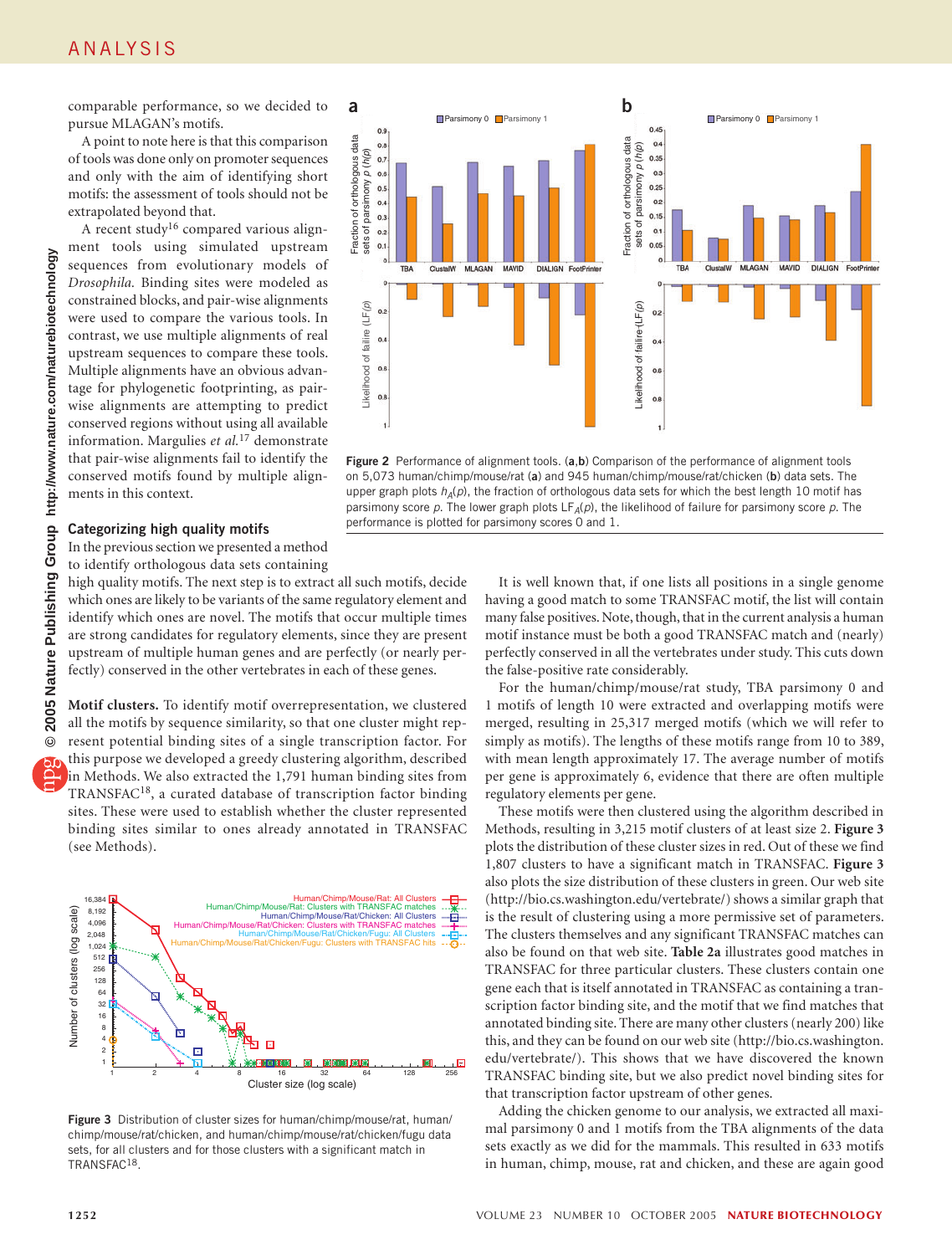comparable performance, so we decided to pursue MLAGAN's motifs.

A point to note here is that this comparison of tools was done only on promoter sequences and only with the aim of identifying short motifs: the assessment of tools should not be extrapolated beyond that.

A recent study[16] compared various alignment tools using simulated upstream sequences from evolutionary models of *Drosophila*. Binding sites were modeled as constrained blocks, and pair-wise alignments were used to compare the various tools. In contrast, we use multiple alignments of real upstream sequences to compare these tools. Multiple alignments have an obvious advantage for phylogenetic footprinting, as pair-wise alignments are attempting to predict conserved regions without using all available information. Margulies *et al.*[17] demonstrate that pair-wise alignments fail to identify the conserved motifs found by multiple alignments in this context.

**Figure 2** Performance of alignment tools. (**a**,**b**) Comparison of the performance of alignment tools on 5,073 human/chimp/mouse/rat (**a**) and 945 human/chimp/mouse/rat/chicken (**b**) data sets. The upper graph plots $h_A(p)$, the fraction of orthologous data sets for which the best length 10 motif has parsimony score $p$. The lower graph plots $LF_A(p)$, the likelihood of failure for parsimony score $p$. The performance is plotted for parsimony scores 0 and 1.

### Categorizing high quality motifs

In the previous section we presented a method to identify orthologous data sets containing high quality motifs. The next step is to extract all such motifs, decide which ones are likely to be variants of the same regulatory element and identify which ones are novel. The motifs that occur multiple times are strong candidates for regulatory elements, since they are present upstream of multiple human genes and are perfectly (or nearly perfectly) conserved in the other vertebrates in each of these genes.

**Motif clusters.** To identify motif overrepresentation, we clustered all the motifs by sequence similarity, so that one cluster might represent potential binding sites of a single transcription factor. For this purpose we developed a greedy clustering algorithm, described in Methods. We also extracted the 1,791 human binding sites from TRANSFAC[18], a curated database of transcription factor binding sites. These were used to establish whether the cluster represented binding sites similar to ones already annotated in TRANSFAC (see Methods).

**Figure 3** Distribution of cluster sizes for human/chimp/mouse/rat, human/chimp/mouse/rat/chicken, and human/chimp/mouse/rat/chicken/fugu data sets, for all clusters and for those clusters with a significant match in TRANSFAC[18].

It is well known that, if one lists all positions in a single genome having a good match to some TRANSFAC motif, the list will contain many false positives. Note, though, that in the current analysis a human motif instance must be both a good TRANSFAC match and (nearly) perfectly conserved in all the vertebrates under study. This cuts down the false-positive rate considerably.

For the human/chimp/mouse/rat study, TBA parsimony 0 and 1 motifs of length 10 were extracted and overlapping motifs were merged, resulting in 25,317 merged motifs (which we will refer to simply as motifs). The lengths of these motifs range from 10 to 389, with mean length approximately 17. The average number of motifs per gene is approximately 6, evidence that there are often multiple regulatory elements per gene.

These motifs were then clustered using the algorithm described in Methods, resulting in 3,215 motif clusters of at least size 2. **Figure 3** plots the distribution of these cluster sizes in red. Out of these we find 1,807 clusters to have a significant match in TRANSFAC. **Figure 3** also plots the size distribution of these clusters in green. Our web site (http://bio.cs.washington.edu/vertebrate/) shows a similar graph that is the result of clustering using a more permissive set of parameters. The clusters themselves and any significant TRANSFAC matches can also be found on that web site. **Table 2a** illustrates good matches in TRANSFAC for three particular clusters. These clusters contain one gene each that is itself annotated in TRANSFAC as containing a transcription factor binding site, and the motif that we find matches that annotated binding site. There are many other clusters (nearly 200) like this, and they can be found on our web site (http://bio.cs.washington.edu/vertebrate/). This shows that we have discovered the known TRANSFAC binding site, but we also predict novel binding sites for that transcription factor upstream of other genes.

Adding the chicken genome to our analysis, we extracted all maximal parsimony 0 and 1 motifs from the TBA alignments of the data sets exactly as we did for the mammals. This resulted in 633 motifs in human, chimp, mouse, rat and chicken, and these are again good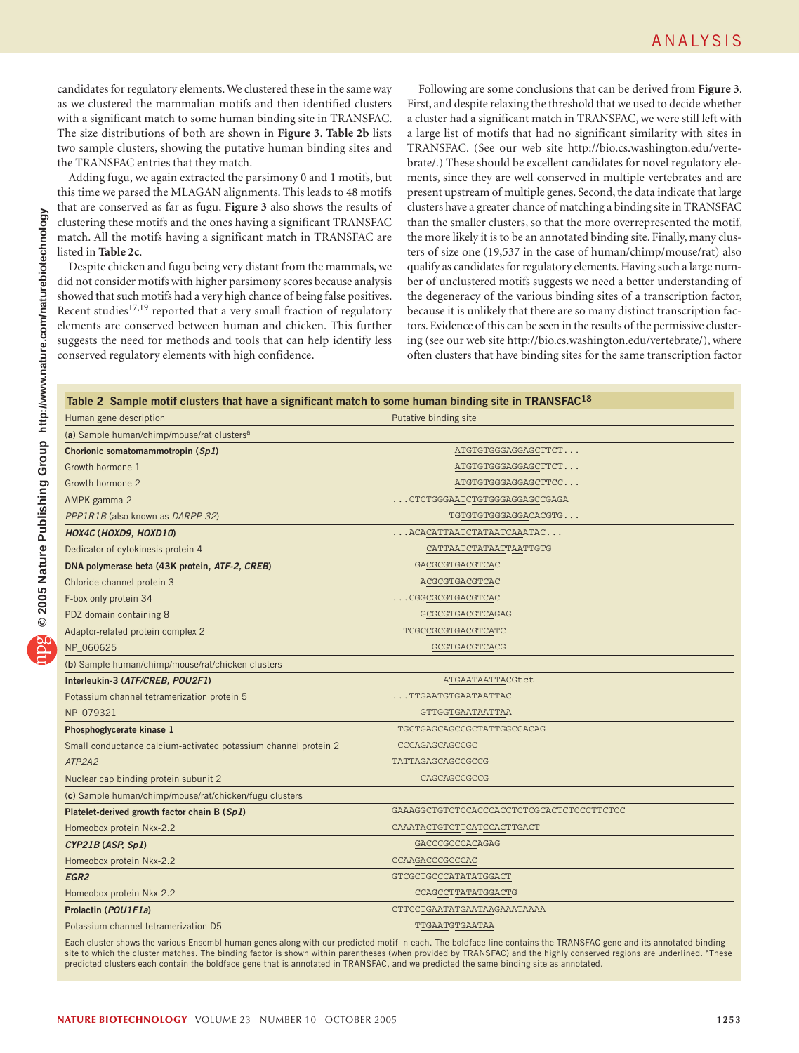candidates for regulatory elements. We clustered these in the same way as we clustered the mammalian motifs and then identified clusters with a significant match to some human binding site in TRANSFAC. The size distributions of both are shown in **Figure 3**. **Table 2b** lists two sample clusters, showing the putative human binding sites and the TRANSFAC entries that they match.

Adding fugu, we again extracted the parsimony 0 and 1 motifs, but this time we parsed the MLAGAN alignments. This leads to 48 motifs that are conserved as far as fugu. **Figure 3** also shows the results of clustering these motifs and the ones having a significant TRANSFAC match. All the motifs having a significant match in TRANSFAC are listed in **Table 2c**.

Despite chicken and fugu being very distant from the mammals, we did not consider motifs with higher parsimony scores because analysis showed that such motifs had a very high chance of being false positives. Recent studies[17,19] reported that a very small fraction of regulatory elements are conserved between human and chicken. This further suggests the need for methods and tools that can help identify less conserved regulatory elements with high confidence.

Following are some conclusions that can be derived from **Figure 3**. First, and despite relaxing the threshold that we used to decide whether a cluster had a significant match in TRANSFAC, we were still left with a large list of motifs that had no significant similarity with sites in TRANSFAC. (See our web site http://bio.cs.washington.edu/vertebrate/.) These should be excellent candidates for novel regulatory elements, since they are well conserved in multiple vertebrates and are present upstream of multiple genes. Second, the data indicate that large clusters have a greater chance of matching a binding site in TRANSFAC than the smaller clusters, so that the more overrepresented the motif, the more likely it is to be an annotated binding site. Finally, many clusters of size one (19,537 in the case of human/chimp/mouse/rat) also qualify as candidates for regulatory elements. Having such a large number of unclustered motifs suggests we need a better understanding of the degeneracy of the various binding sites of a transcription factor, because it is unlikely that there are so many distinct transcription factors. Evidence of this can be seen in the results of the permissive clustering (see our web site http://bio.cs.washington.edu/vertebrate/), where often clusters that have binding sites for the same transcription factor

**Table 2 Sample motif clusters that have a significant match to some human binding site in TRANSFAC[18]**

| Human gene description | Putative binding site |
|---|---|
| **(a) Sample human/chimp/mouse/rat clusters[a]** | |
| **Chorionic somatomammotropin (*Sp1*)** | ATGTGTGGGAGGAGCTTCT. . . |
| Growth hormone 1 | ATGTGTGGGAGGAGCTTCT. . . |
| Growth hormone 2 | ATGTGTGGGAGGAGCTTCC. . . |
| AMPK gamma-2 | . . .CTCTGGGAATCTGTGGGAGGAGCCGAGA |
| *PPP1R1B* (also known as *DARPP-32*) | TGTGTGTGGGAGGACACGTG. . . |
| ***HOX4C* (*HOXD9, HOXD10*)** | . . .ACACATTAATCTATAATCAAATAC. . . |
| Dedicator of cytokinesis protein 4 | CATTAATCTATAATTAATTGTG |
| **DNA polymerase beta (43K protein, *ATF-2, CREB*)** | GACGCGTGACGTCAC |
| Chloride channel protein 3 | ACGCGTGACGTCAC |
| F-box only protein 34 | . . .CGGCGCGTGACGTCAC |
| PDZ domain containing 8 | GCGCGTGACGTCAGAG |
| Adaptor-related protein complex 2 | TCGCCGCGTGACGTCATC |
| NP_060625 | GCGTGACGTCACG |
| **(b) Sample human/chimp/mouse/rat/chicken clusters** | |
| **Interleukin-3 (*ATF/CREB, POU2F1*)** | ATGAATAATTACGtct |
| Potassium channel tetramerization protein 5 | . . .TTGAATGTGAATAATTAC |
| NP_079321 | GTTGGTGAATAATTAA |
| **Phosphoglycerate kinase 1** | TGCTGAGCAGCCGCTATTGGCCACAG |
| Small conductance calcium-activated potassium channel protein 2 | CCCAGAGCAGCCGC |
| *ATP2A2* | TATTAGAGCAGCCGCCG |
| Nuclear cap binding protein subunit 2 | CAGCAGCCGCCG |
| **(c) Sample human/chimp/mouse/rat/chicken/fugu clusters** | |
| **Platelet-derived growth factor chain B (*Sp1*)** | GAAAGGCTGTCTCCACCCACCTCTCGCACTCTCCCTTCTCC |
| Homeobox protein Nkx-2.2 | CAAATACTGTCTTCATCCACTTGACT |
| ***CYP21B* (*ASP, Sp1*)** | GACCCGCCCACAGAG |
| Homeobox protein Nkx-2.2 | CCAAGACCCGCCCAC |
| ***EGR2*** | GTCGCTGCCCATATATGGACT |
| Homeobox protein Nkx-2.2 | CCAGCCTTATATGGACTG |
| **Prolactin (*POU1F1a*)** | CTTCCTGAATATGAATAAGAAATAAAA |
| Potassium channel tetramerization D5 | TTGAATGTGAATAA |

Each cluster shows the various Ensembl human genes along with our predicted motif in each. The boldface line contains the TRANSFAC gene and its annotated binding site to which the cluster matches. The binding factor is shown within parentheses (when provided by TRANSFAC) and the highly conserved regions are underlined. [a]These predicted clusters each contain the boldface gene that is annotated in TRANSFAC, and we predicted the same binding site as annotated.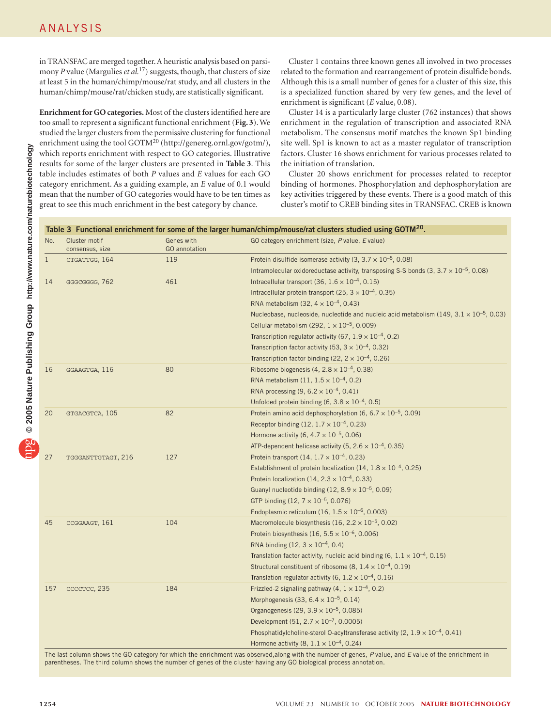in TRANSFAC are merged together. A heuristic analysis based on parsimony $P$ value (Margulies *et al.*[17]) suggests, though, that clusters of size at least 5 in the human/chimp/mouse/rat study, and all clusters in the human/chimp/mouse/rat/chicken study, are statistically significant.

**Enrichment for GO categories.** Most of the clusters identified here are too small to represent a significant functional enrichment (**Fig. 3**). We studied the larger clusters from the permissive clustering for functional enrichment using the tool GOTM[20] (http://genereg.ornl.gov/gotm/), which reports enrichment with respect to GO categories. Illustrative results for some of the larger clusters are presented in **Table 3**. This table includes estimates of both $P$ values and $E$ values for each GO category enrichment. As a guiding example, an $E$ value of 0.1 would mean that the number of GO categories would have to be ten times as great to see this much enrichment in the best category by chance.

Cluster 1 contains three known genes all involved in two processes related to the formation and rearrangement of protein disulfide bonds. Although this is a small number of genes for a cluster of this size, this is a specialized function shared by very few genes, and the level of enrichment is significant ($E$ value, 0.08).

Cluster 14 is a particularly large cluster (762 instances) that shows enrichment in the regulation of transcription and associated RNA metabolism. The consensus motif matches the known Sp1 binding site well. Sp1 is known to act as a master regulator of transcription factors. Cluster 16 shows enrichment for various processes related to the initiation of translation.

Cluster 20 shows enrichment for processes related to receptor binding of hormones. Phosphorylation and dephosphorylation are key activities triggered by these events. There is a good match of this cluster's motif to CREB binding sites in TRANSFAC. CREB is known

**Table 3 Functional enrichment for some of the larger human/chimp/mouse/rat clusters studied using GOTM[20].**

| No. | Cluster motif consensus, size | Genes with GO annotation | GO category enrichment (size, $P$ value, $E$ value) |
|---|---|---|---|
| 1 | CTGATTGG, 164 | 119 | Protein disulfide isomerase activity (3, $3.7 \times 10^{-5}$, 0.08) |
| | | | Intramolecular oxidoreductase activity, transposing S-S bonds (3, $3.7 \times 10^{-5}$, 0.08) |
| 14 | GGGCGGGG, 762 | 461 | Intracellular transport (36, $1.6 \times 10^{-4}$, 0.15) |
| | | | Intracellular protein transport (25, $3 \times 10^{-4}$, 0.35) |
| | | | RNA metabolism (32, $4 \times 10^{-4}$, 0.43) |
| | | | Nucleobase, nucleoside, nucleotide and nucleic acid metabolism (149, $3.1 \times 10^{-5}$, 0.03) |
| | | | Cellular metabolism (292, $1 \times 10^{-5}$, 0.009) |
| | | | Transcription regulator activity (67, $1.9 \times 10^{-4}$, 0.2) |
| | | | Transcription factor activity (53, $3 \times 10^{-4}$, 0.32) |
| | | | Transcription factor binding (22, $2 \times 10^{-4}$, 0.26) |
| 16 | GGAAGTGA, 116 | 80 | Ribosome biogenesis (4, $2.8 \times 10^{-4}$, 0.38) |
| | | | RNA metabolism (11, $1.5 \times 10^{-4}$, 0.2) |
| | | | RNA processing (9, $6.2 \times 10^{-4}$, 0.41) |
| | | | Unfolded protein binding (6, $3.8 \times 10^{-4}$, 0.5) |
| 20 | GTGACGTCA, 105 | 82 | Protein amino acid dephosphorylation (6, $6.7 \times 10^{-5}$, 0.09) |
| | | | Receptor binding (12, $1.7 \times 10^{-4}$, 0.23) |
| | | | Hormone activity (6, $4.7 \times 10^{-5}$, 0.06) |
| | | | ATP-dependent helicase activity (5, $2.6 \times 10^{-4}$, 0.35) |
| 27 | TGGGANTTGTAGT, 216 | 127 | Protein transport (14, $1.7 \times 10^{-4}$, 0.23) |
| | | | Establishment of protein localization (14, $1.8 \times 10^{-4}$, 0.25) |
| | | | Protein localization (14, $2.3 \times 10^{-4}$, 0.33) |
| | | | Guanyl nucleotide binding (12, $8.9 \times 10^{-5}$, 0.09) |
| | | | GTP binding (12, $7 \times 10^{-5}$, 0.076) |
| | | | Endoplasmic reticulum (16, $1.5 \times 10^{-6}$, 0.003) |
| 45 | CCGGAAGT, 161 | 104 | Macromolecule biosynthesis (16, $2.2 \times 10^{-5}$, 0.02) |
| | | | Protein biosynthesis (16, $5.5 \times 10^{-6}$, 0.006) |
| | | | RNA binding (12, $3 \times 10^{-4}$, 0.4) |
| | | | Translation factor activity, nucleic acid binding (6, $1.1 \times 10^{-4}$, 0.15) |
| | | | Structural constituent of ribosome (8, $1.4 \times 10^{-4}$, 0.19) |
| | | | Translation regulator activity (6, $1.2 \times 10^{-4}$, 0.16) |
| 157 | CCCCTCC, 235 | 184 | Frizzled-2 signaling pathway (4, $1 \times 10^{-4}$, 0.2) |
| | | | Morphogenesis (33, $6.4 \times 10^{-5}$, 0.14) |
| | | | Organogenesis (29, $3.9 \times 10^{-5}$, 0.085) |
| | | | Development (51, $2.7 \times 10^{-7}$, 0.0005) |
| | | | Phosphatidylcholine-sterol O-acyltransferase activity (2, $1.9 \times 10^{-4}$, 0.41) |
| | | | Hormone activity (8, $1.1 \times 10^{-4}$, 0.24) |

The last column shows the GO category for which the enrichment was observed,along with the number of genes, $P$ value, and $E$ value of the enrichment in parentheses. The third column shows the number of genes of the cluster having any GO biological process annotation.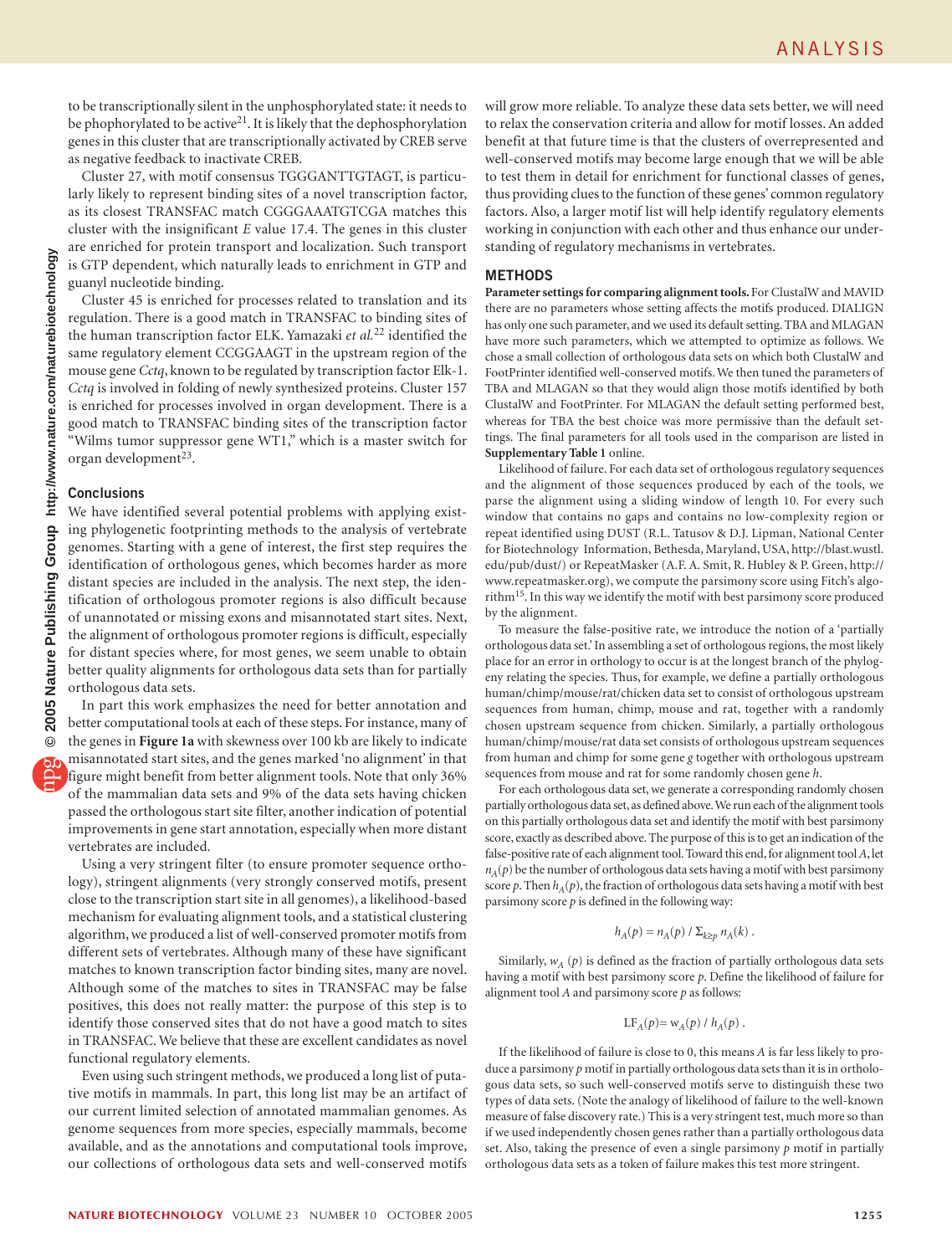to be transcriptionally silent in the unphosphorylated state: it needs to be phophorylated to be active[21]. It is likely that the dephosphorylation genes in this cluster that are transcriptionally activated by CREB serve as negative feedback to inactivate CREB.

Cluster 27, with motif consensus TGGGANTTGTAGT, is particularly likely to represent binding sites of a novel transcription factor, as its closest TRANSFAC match CGGGAAATGTCGA matches this cluster with the insignificant *E* value 17.4. The genes in this cluster are enriched for protein transport and localization. Such transport is GTP dependent, which naturally leads to enrichment in GTP and guanyl nucleotide binding.

Cluster 45 is enriched for processes related to translation and its regulation. There is a good match in TRANSFAC to binding sites of the human transcription factor ELK. Yamazaki *et al.*[22] identified the same regulatory element CCGGAAGT in the upstream region of the mouse gene *Cctq*, known to be regulated by transcription factor Elk-1. *Cctq* is involved in folding of newly synthesized proteins. Cluster 157 is enriched for processes involved in organ development. There is a good match to TRANSFAC binding sites of the transcription factor "Wilms tumor suppressor gene WT1," which is a master switch for organ development[23].

## Conclusions

We have identified several potential problems with applying existing phylogenetic footprinting methods to the analysis of vertebrate genomes. Starting with a gene of interest, the first step requires the identification of orthologous genes, which becomes harder as more distant species are included in the analysis. The next step, the identification of orthologous promoter regions is also difficult because of unannotated or missing exons and misannotated start sites. Next, the alignment of orthologous promoter regions is difficult, especially for distant species where, for most genes, we seem unable to obtain better quality alignments for orthologous data sets than for partially orthologous data sets.

In part this work emphasizes the need for better annotation and better computational tools at each of these steps. For instance, many of the genes in **Figure 1a** with skewness over 100 kb are likely to indicate misannotated start sites, and the genes marked 'no alignment' in that figure might benefit from better alignment tools. Note that only 36% of the mammalian data sets and 9% of the data sets having chicken passed the orthologous start site filter, another indication of potential improvements in gene start annotation, especially when more distant vertebrates are included.

Using a very stringent filter (to ensure promoter sequence orthology), stringent alignments (very strongly conserved motifs, present close to the transcription start site in all genomes), a likelihood-based mechanism for evaluating alignment tools, and a statistical clustering algorithm, we produced a list of well-conserved promoter motifs from different sets of vertebrates. Although many of these have significant matches to known transcription factor binding sites, many are novel. Although some of the matches to sites in TRANSFAC may be false positives, this does not really matter: the purpose of this step is to identify those conserved sites that do not have a good match to sites in TRANSFAC. We believe that these are excellent candidates as novel functional regulatory elements.

Even using such stringent methods, we produced a long list of putative motifs in mammals. In part, this long list may be an artifact of our current limited selection of annotated mammalian genomes. As genome sequences from more species, especially mammals, become available, and as the annotations and computational tools improve, our collections of orthologous data sets and well-conserved motifs will grow more reliable. To analyze these data sets better, we will need to relax the conservation criteria and allow for motif losses. An added benefit at that future time is that the clusters of overrepresented and well-conserved motifs may become large enough that we will be able to test them in detail for enrichment for functional classes of genes, thus providing clues to the function of these genes' common regulatory factors. Also, a larger motif list will help identify regulatory elements working in conjunction with each other and thus enhance our understanding of regulatory mechanisms in vertebrates.

## METHODS

**Parameter settings for comparing alignment tools.** For ClustalW and MAVID there are no parameters whose setting affects the motifs produced. DIALIGN has only one such parameter, and we used its default setting. TBA and MLAGAN have more such parameters, which we attempted to optimize as follows. We chose a small collection of orthologous data sets on which both ClustalW and FootPrinter identified well-conserved motifs. We then tuned the parameters of TBA and MLAGAN so that they would align those motifs identified by both ClustalW and FootPrinter. For MLAGAN the default setting performed best, whereas for TBA the best choice was more permissive than the default settings. The final parameters for all tools used in the comparison are listed in **Supplementary Table 1** online.

Likelihood of failure. For each data set of orthologous regulatory sequences and the alignment of those sequences produced by each of the tools, we parse the alignment using a sliding window of length 10. For every such window that contains no gaps and contains no low-complexity region or repeat identified using DUST (R.L. Tatusov & D.J. Lipman, National Center for Biotechnology Information, Bethesda, Maryland, USA, http://blast.wustl.edu/pub/dust/) or RepeatMasker (A.F. A. Smit, R. Hubley & P. Green, http://www.repeatmasker.org), we compute the parsimony score using Fitch's algorithm[15]. In this way we identify the motif with best parsimony score produced by the alignment.

To measure the false-positive rate, we introduce the notion of a 'partially orthologous data set.' In assembling a set of orthologous regions, the most likely place for an error in orthology to occur is at the longest branch of the phylogeny relating the species. Thus, for example, we define a partially orthologous human/chimp/mouse/rat/chicken data set to consist of orthologous upstream sequences from human, chimp, mouse and rat, together with a randomly chosen upstream sequence from chicken. Similarly, a partially orthologous human/chimp/mouse/rat data set consists of orthologous upstream sequences from human and chimp for some gene *g* together with orthologous upstream sequences from mouse and rat for some randomly chosen gene *h*.

For each orthologous data set, we generate a corresponding randomly chosen partially orthologous data set, as defined above. We run each of the alignment tools on this partially orthologous data set and identify the motif with best parsimony score, exactly as described above. The purpose of this is to get an indication of the false-positive rate of each alignment tool. Toward this end, for alignment tool *A*, let $n_A(p)$ be the number of orthologous data sets having a motif with best parsimony score *p*. Then $h_A(p)$, the fraction of orthologous data sets having a motif with best parsimony score *p* is defined in the following way:

$$h_A(p) = n_A(p) \,/\, \Sigma_{k \geq p}\, n_A(k)\,.$$

Similarly, $w_A(p)$ is defined as the fraction of partially orthologous data sets having a motif with best parsimony score *p*. Define the likelihood of failure for alignment tool *A* and parsimony score *p* as follows:

$$\mathrm{LF}_A(p) = \mathrm{w}_A(p) \,/\, h_A(p)\,.$$

If the likelihood of failure is close to 0, this means *A* is far less likely to produce a parsimony *p* motif in partially orthologous data sets than it is in orthologous data sets, so such well-conserved motifs serve to distinguish these two types of data sets. (Note the analogy of likelihood of failure to the well-known measure of false discovery rate.) This is a very stringent test, much more so than if we used independently chosen genes rather than a partially orthologous data set. Also, taking the presence of even a single parsimony *p* motif in partially orthologous data sets as a token of failure makes this test more stringent.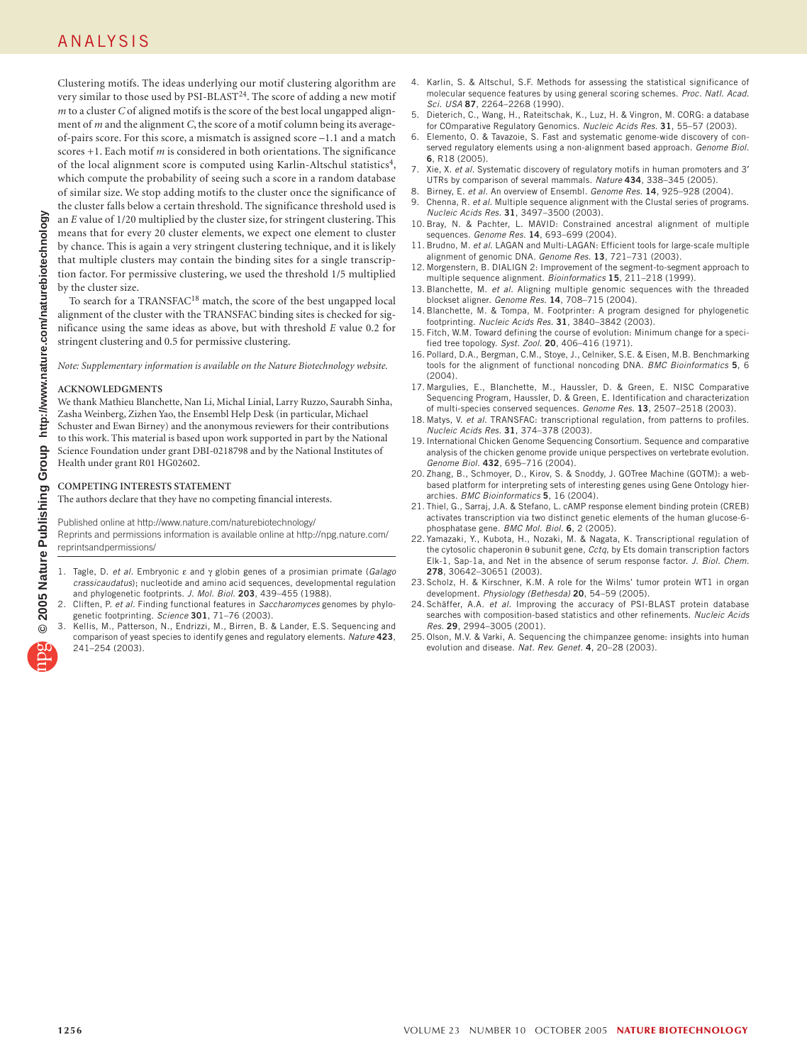Clustering motifs. The ideas underlying our motif clustering algorithm are very similar to those used by PSI-BLAST[24]. The score of adding a new motif *m* to a cluster *C* of aligned motifs is the score of the best local ungapped alignment of *m* and the alignment *C*, the score of a motif column being its average-of-pairs score. For this score, a mismatch is assigned score –1.1 and a match scores +1. Each motif *m* is considered in both orientations. The significance of the local alignment score is computed using Karlin-Altschul statistics[4], which compute the probability of seeing such a score in a random database of similar size. We stop adding motifs to the cluster once the significance of the cluster falls below a certain threshold. The significance threshold used is an *E* value of 1/20 multiplied by the cluster size, for stringent clustering. This means that for every 20 cluster elements, we expect one element to cluster by chance. This is again a very stringent clustering technique, and it is likely that multiple clusters may contain the binding sites for a single transcription factor. For permissive clustering, we used the threshold 1/5 multiplied by the cluster size.

To search for a TRANSFAC[18] match, the score of the best ungapped local alignment of the cluster with the TRANSFAC binding sites is checked for significance using the same ideas as above, but with threshold *E* value 0.2 for stringent clustering and 0.5 for permissive clustering.

*Note: Supplementary information is available on the Nature Biotechnology website.*

## ACKNOWLEDGMENTS

We thank Mathieu Blanchette, Nan Li, Michal Linial, Larry Ruzzo, Saurabh Sinha, Zasha Weinberg, Zizhen Yao, the Ensembl Help Desk (in particular, Michael Schuster and Ewan Birney) and the anonymous reviewers for their contributions to this work. This material is based upon work supported in part by the National Science Foundation under grant DBI-0218798 and by the National Institutes of Health under grant R01 HG02602.

## COMPETING INTERESTS STATEMENT

The authors declare that they have no competing financial interests.

Published online at http://www.nature.com/naturebiotechnology/
Reprints and permissions information is available online at http://npg.nature.com/reprintsandpermissions/

1. Tagle, D. *et al.* Embryonic ε and γ globin genes of a prosimian primate (*Galago crassicaudatus*); nucleotide and amino acid sequences, developmental regulation and phylogenetic footprints. *J. Mol. Biol.* **203**, 439–455 (1988).
2. Cliften, P. *et al.* Finding functional features in *Saccharomyces* genomes by phylogenetic footprinting. *Science* **301**, 71–76 (2003).
3. Kellis, M., Patterson, N., Endrizzi, M., Birren, B. & Lander, E.S. Sequencing and comparison of yeast species to identify genes and regulatory elements. *Nature* **423**, 241–254 (2003).
4. Karlin, S. & Altschul, S.F. Methods for assessing the statistical significance of molecular sequence features by using general scoring schemes. *Proc. Natl. Acad. Sci. USA* **87**, 2264–2268 (1990).
5. Dieterich, C., Wang, H., Rateitschak, K., Luz, H. & Vingron, M. CORG: a database for COmparative Regulatory Genomics. *Nucleic Acids Res.* **31**, 55–57 (2003).
6. Elemento, O. & Tavazoie, S. Fast and systematic genome-wide discovery of conserved regulatory elements using a non-alignment based approach. *Genome Biol.* **6**, R18 (2005).
7. Xie, X. *et al.* Systematic discovery of regulatory motifs in human promoters and 3′ UTRs by comparison of several mammals. *Nature* **434**, 338–345 (2005).
8. Birney, E. *et al.* An overview of Ensembl. *Genome Res.* **14**, 925–928 (2004).
9. Chenna, R. *et al.* Multiple sequence alignment with the Clustal series of programs. *Nucleic Acids Res.* **31**, 3497–3500 (2003).
10. Bray, N. & Pachter, L. MAVID: Constrained ancestral alignment of multiple sequences. *Genome Res.* **14**, 693–699 (2004).
11. Brudno, M. *et al.* LAGAN and Multi-LAGAN: Efficient tools for large-scale multiple alignment of genomic DNA. *Genome Res.* **13**, 721–731 (2003).
12. Morgenstern, B. DIALIGN 2: Improvement of the segment-to-segment approach to multiple sequence alignment. *Bioinformatics* **15**, 211–218 (1999).
13. Blanchette, M. *et al.* Aligning multiple genomic sequences with the threaded blockset aligner. *Genome Res.* **14**, 708–715 (2004).
14. Blanchette, M. & Tompa, M. Footprinter: A program designed for phylogenetic footprinting. *Nucleic Acids Res.* **31**, 3840–3842 (2003).
15. Fitch, W.M. Toward defining the course of evolution: Minimum change for a specified tree topology. *Syst. Zool.* **20**, 406–416 (1971).
16. Pollard, D.A., Bergman, C.M., Stoye, J., Celniker, S.E. & Eisen, M.B. Benchmarking tools for the alignment of functional noncoding DNA. *BMC Bioinformatics* **5**, 6 (2004).
17. Margulies, E., Blanchette, M., Haussler, D. & Green, E. NISC Comparative Sequencing Program, Haussler, D. & Green, E. Identification and characterization of multi-species conserved sequences. *Genome Res.* **13**, 2507–2518 (2003).
18. Matys, V. *et al.* TRANSFAC: transcriptional regulation, from patterns to profiles. *Nucleic Acids Res.* **31**, 374–378 (2003).
19. International Chicken Genome Sequencing Consortium. Sequence and comparative analysis of the chicken genome provide unique perspectives on vertebrate evolution. *Genome Biol.* **432**, 695–716 (2004).
20. Zhang, B., Schmoyer, D., Kirov, S. & Snoddy, J. GOTree Machine (GOTM): a web-based platform for interpreting sets of interesting genes using Gene Ontology hierarchies. *BMC Bioinformatics* **5**, 16 (2004).
21. Thiel, G., Sarraj, J.A. & Stefano, L. cAMP response element binding protein (CREB) activates transcription via two distinct genetic elements of the human glucose-6-phosphatase gene. *BMC Mol. Biol.* **6**, 2 (2005).
22. Yamazaki, Y., Kubota, H., Nozaki, M. & Nagata, K. Transcriptional regulation of the cytosolic chaperonin θ subunit gene, *Cctq*, by Ets domain transcription factors Elk-1, Sap-1a, and Net in the absence of serum response factor. *J. Biol. Chem.* **278**, 30642–30651 (2003).
23. Scholz, H. & Kirschner, K.M. A role for the Wilms' tumor protein WT1 in organ development. *Physiology (Bethesda)* **20**, 54–59 (2005).
24. Schäffer, A.A. *et al.* Improving the accuracy of PSI-BLAST protein database searches with composition-based statistics and other refinements. *Nucleic Acids Res.* **29**, 2994–3005 (2001).
25. Olson, M.V. & Varki, A. Sequencing the chimpanzee genome: insights into human evolution and disease. *Nat. Rev. Genet.* **4**, 20–28 (2003).